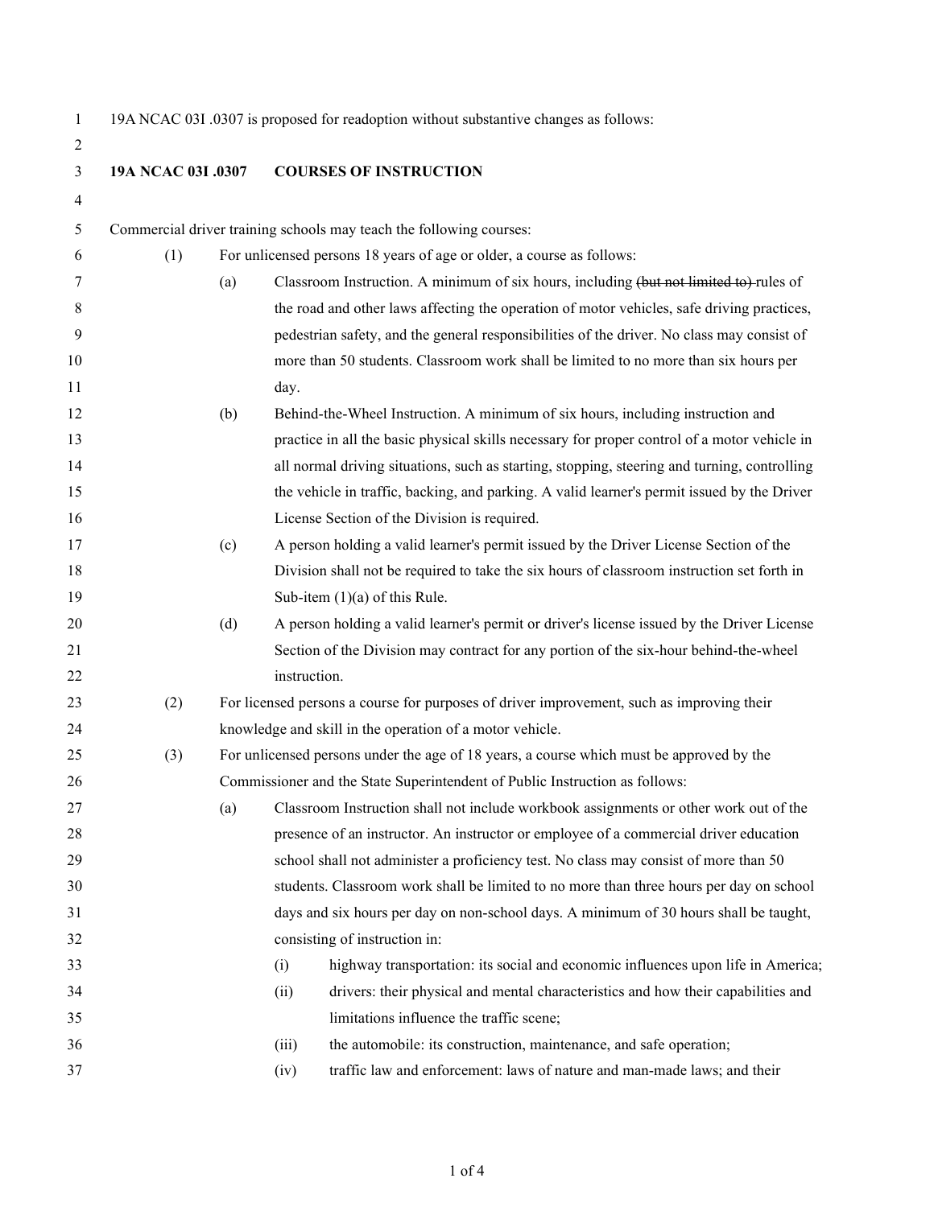19A NCAC 03I .0307 is proposed for readoption without substantive changes as follows:

**19A NCAC 03I .0307 COURSES OF INSTRUCTION**

Commercial driver training schools may teach the following courses:

(1) For unlicensed persons 18 years of age or older, a course as follows:

(a) Classroom Instruction. A minimum of six hours, including ~~(but not limited to)~~ rules of the road and other laws affecting the operation of motor vehicles, safe driving practices, pedestrian safety, and the general responsibilities of the driver. No class may consist of more than 50 students. Classroom work shall be limited to no more than six hours per day.

(b) Behind-the-Wheel Instruction. A minimum of six hours, including instruction and practice in all the basic physical skills necessary for proper control of a motor vehicle in all normal driving situations, such as starting, stopping, steering and turning, controlling the vehicle in traffic, backing, and parking. A valid learner's permit issued by the Driver License Section of the Division is required.

(c) A person holding a valid learner's permit issued by the Driver License Section of the Division shall not be required to take the six hours of classroom instruction set forth in Sub-item (1)(a) of this Rule.

(d) A person holding a valid learner's permit or driver's license issued by the Driver License Section of the Division may contract for any portion of the six-hour behind-the-wheel instruction.

(2) For licensed persons a course for purposes of driver improvement, such as improving their knowledge and skill in the operation of a motor vehicle.

(3) For unlicensed persons under the age of 18 years, a course which must be approved by the Commissioner and the State Superintendent of Public Instruction as follows:

(a) Classroom Instruction shall not include workbook assignments or other work out of the presence of an instructor. An instructor or employee of a commercial driver education school shall not administer a proficiency test. No class may consist of more than 50 students. Classroom work shall be limited to no more than three hours per day on school days and six hours per day on non-school days. A minimum of 30 hours shall be taught, consisting of instruction in:

(i) highway transportation: its social and economic influences upon life in America;

(ii) drivers: their physical and mental characteristics and how their capabilities and limitations influence the traffic scene;

(iii) the automobile: its construction, maintenance, and safe operation;

(iv) traffic law and enforcement: laws of nature and man-made laws; and their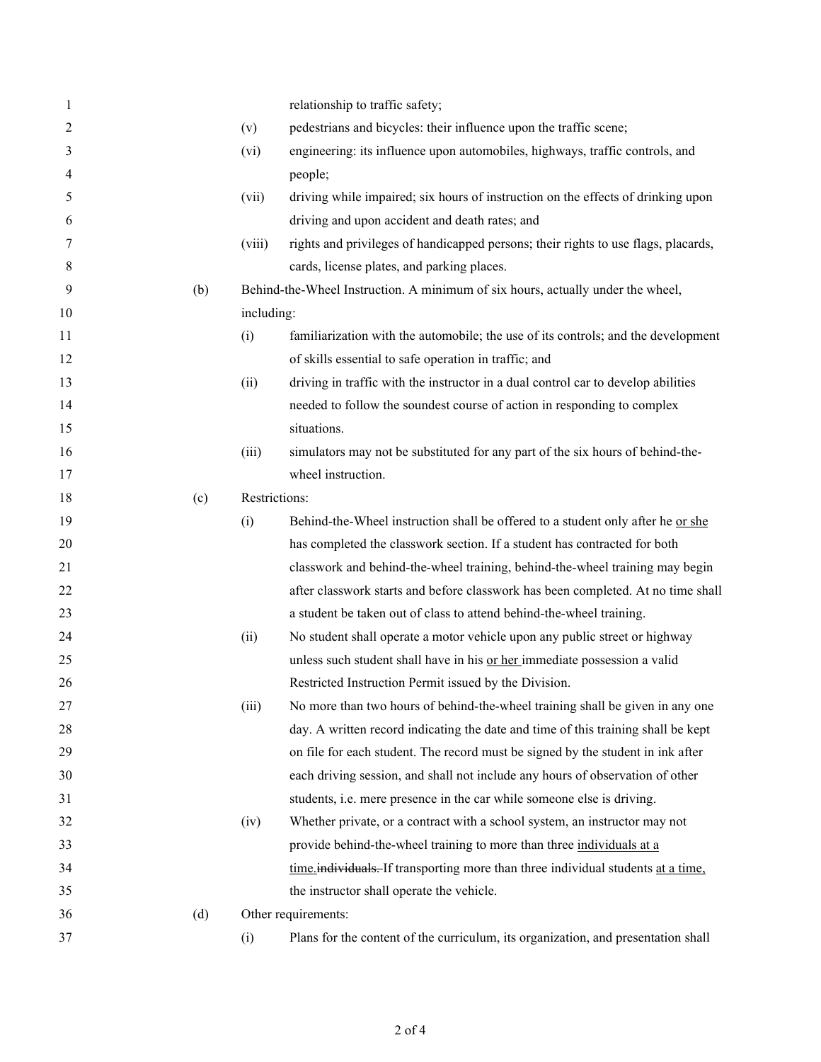relationship to traffic safety;

(v) pedestrians and bicycles: their influence upon the traffic scene;

(vi) engineering: its influence upon automobiles, highways, traffic controls, and people;

(vii) driving while impaired; six hours of instruction on the effects of drinking upon driving and upon accident and death rates; and

(viii) rights and privileges of handicapped persons; their rights to use flags, placards, cards, license plates, and parking places.

(b) Behind-the-Wheel Instruction. A minimum of six hours, actually under the wheel, including:

(i) familiarization with the automobile; the use of its controls; and the development of skills essential to safe operation in traffic; and

(ii) driving in traffic with the instructor in a dual control car to develop abilities needed to follow the soundest course of action in responding to complex situations.

(iii) simulators may not be substituted for any part of the six hours of behind-the-wheel instruction.

(c) Restrictions:

(i) Behind-the-Wheel instruction shall be offered to a student only after he <u>or she</u> has completed the classwork section. If a student has contracted for both classwork and behind-the-wheel training, behind-the-wheel training may begin after classwork starts and before classwork has been completed. At no time shall a student be taken out of class to attend behind-the-wheel training.

(ii) No student shall operate a motor vehicle upon any public street or highway unless such student shall have in his <u>or her</u> immediate possession a valid Restricted Instruction Permit issued by the Division.

(iii) No more than two hours of behind-the-wheel training shall be given in any one day. A written record indicating the date and time of this training shall be kept on file for each student. The record must be signed by the student in ink after each driving session, and shall not include any hours of observation of other students, i.e. mere presence in the car while someone else is driving.

(iv) Whether private, or a contract with a school system, an instructor may not provide behind-the-wheel training to more than three <u>individuals at a time.</u>~~individuals.~~ If transporting more than three individual students <u>at a time,</u> the instructor shall operate the vehicle.

(d) Other requirements:

(i) Plans for the content of the curriculum, its organization, and presentation shall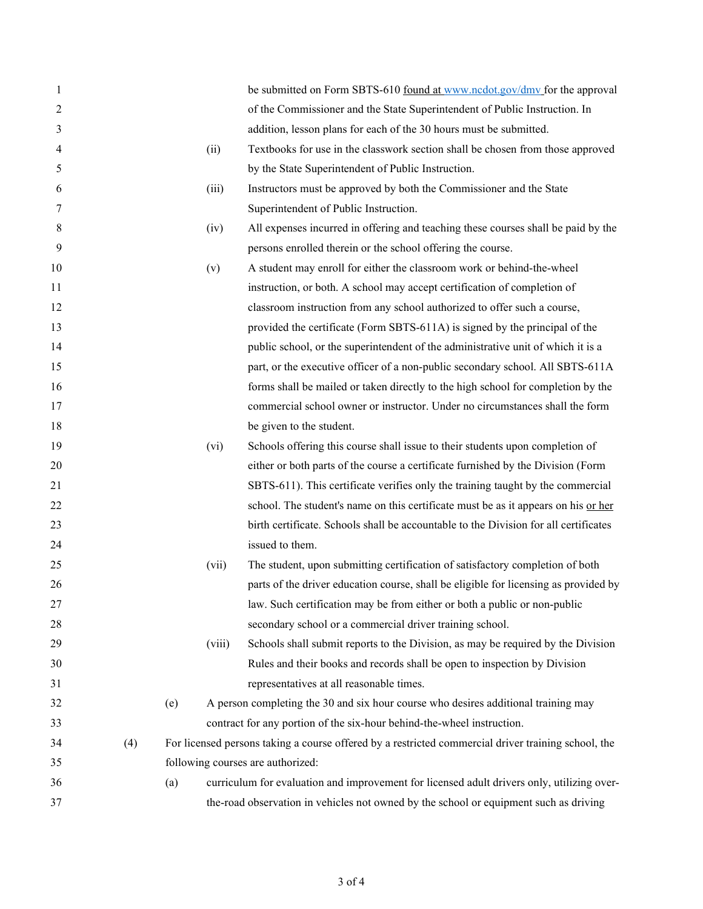be submitted on Form SBTS-610 found at www.ncdot.gov/dmv for the approval of the Commissioner and the State Superintendent of Public Instruction. In addition, lesson plans for each of the 30 hours must be submitted.

(ii) Textbooks for use in the classwork section shall be chosen from those approved by the State Superintendent of Public Instruction.

(iii) Instructors must be approved by both the Commissioner and the State Superintendent of Public Instruction.

(iv) All expenses incurred in offering and teaching these courses shall be paid by the persons enrolled therein or the school offering the course.

(v) A student may enroll for either the classroom work or behind-the-wheel instruction, or both. A school may accept certification of completion of classroom instruction from any school authorized to offer such a course, provided the certificate (Form SBTS-611A) is signed by the principal of the public school, or the superintendent of the administrative unit of which it is a part, or the executive officer of a non-public secondary school. All SBTS-611A forms shall be mailed or taken directly to the high school for completion by the commercial school owner or instructor. Under no circumstances shall the form be given to the student.

(vi) Schools offering this course shall issue to their students upon completion of either or both parts of the course a certificate furnished by the Division (Form SBTS-611). This certificate verifies only the training taught by the commercial school. The student's name on this certificate must be as it appears on his or her birth certificate. Schools shall be accountable to the Division for all certificates issued to them.

(vii) The student, upon submitting certification of satisfactory completion of both parts of the driver education course, shall be eligible for licensing as provided by law. Such certification may be from either or both a public or non-public secondary school or a commercial driver training school.

(viii) Schools shall submit reports to the Division, as may be required by the Division Rules and their books and records shall be open to inspection by Division representatives at all reasonable times.

(e) A person completing the 30 and six hour course who desires additional training may contract for any portion of the six-hour behind-the-wheel instruction.

(4) For licensed persons taking a course offered by a restricted commercial driver training school, the following courses are authorized:

(a) curriculum for evaluation and improvement for licensed adult drivers only, utilizing over-the-road observation in vehicles not owned by the school or equipment such as driving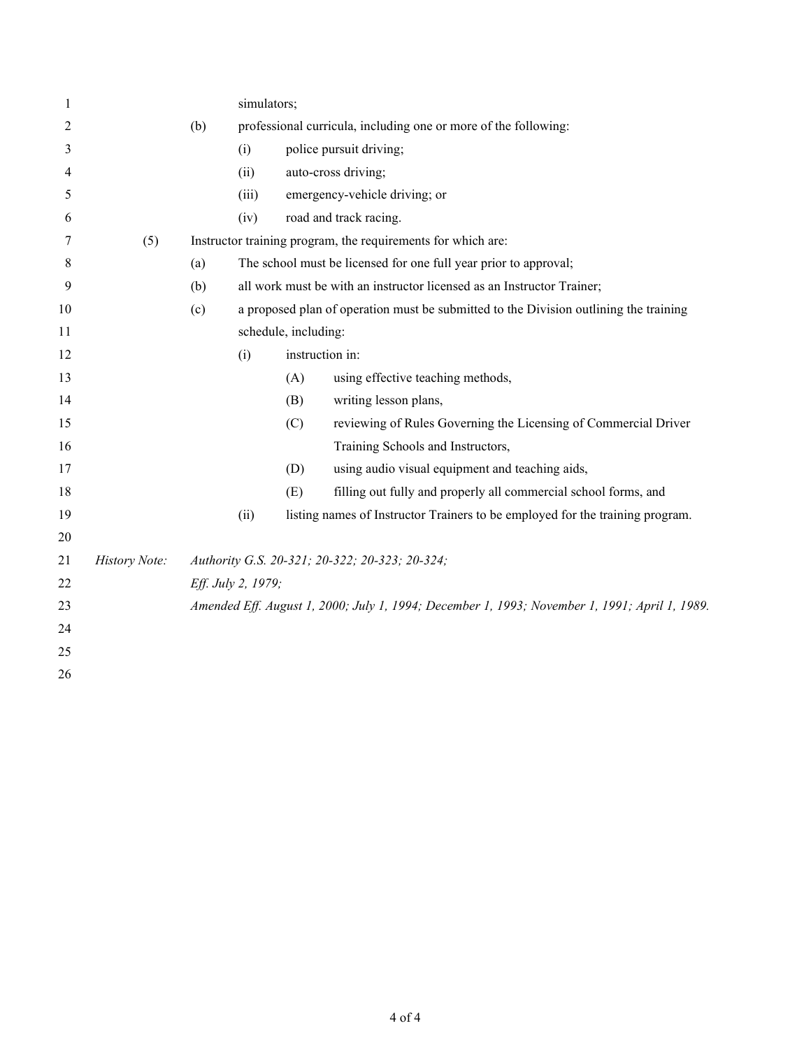simulators;

(b) professional curricula, including one or more of the following:

(i) police pursuit driving;

(ii) auto-cross driving;

(iii) emergency-vehicle driving; or

(iv) road and track racing.

(5) Instructor training program, the requirements for which are:

(a) The school must be licensed for one full year prior to approval;

(b) all work must be with an instructor licensed as an Instructor Trainer;

(c) a proposed plan of operation must be submitted to the Division outlining the training schedule, including:

(i) instruction in:

(A) using effective teaching methods,

(B) writing lesson plans,

(C) reviewing of Rules Governing the Licensing of Commercial Driver Training Schools and Instructors,

(D) using audio visual equipment and teaching aids,

(E) filling out fully and properly all commercial school forms, and

(ii) listing names of Instructor Trainers to be employed for the training program.

*History Note: Authority G.S. 20-321; 20-322; 20-323; 20-324;*
*Eff. July 2, 1979;*
*Amended Eff. August 1, 2000; July 1, 1994; December 1, 1993; November 1, 1991; April 1, 1989.*